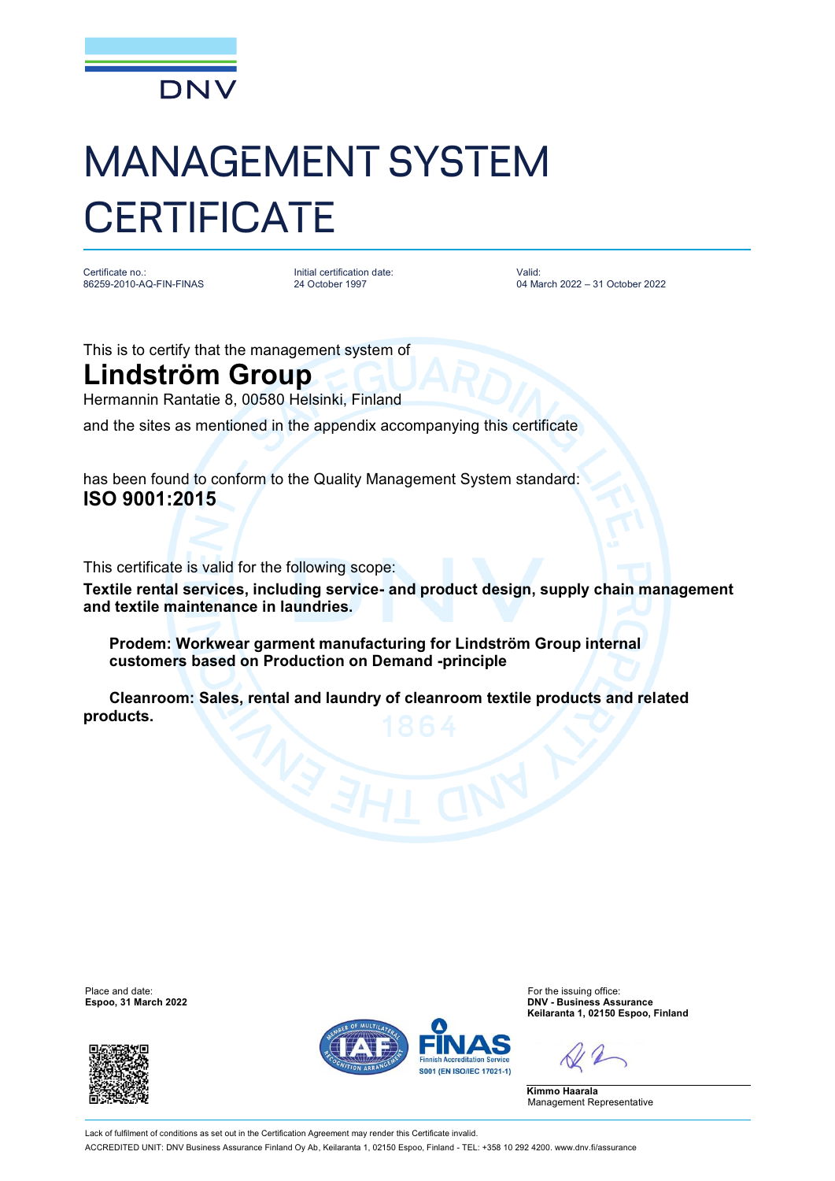DNV

# MANAGEMENT SYSTEM CERTIFICATE

| Certificate no.: | Initial certification date: | Valid: |
| --- | --- | --- |
| 86259-2010-AQ-FIN-FINAS | 24 October 1997 | 04 March 2022 – 31 October 2022 |

This is to certify that the management system of

## Lindström Group

Hermannin Rantatie 8, 00580 Helsinki, Finland

and the sites as mentioned in the appendix accompanying this certificate

has found to conform to the Quality Management System standard:

**ISO 9001:2015**

This certificate is valid for the following scope:

**Textile rental services, including service- and product design, supply chain management and textile maintenance in laundries.**

**Prodem: Workwear garment manufacturing for Lindström Group internal customers based on Production on Demand -principle**

**Cleanroom: Sales, rental and laundry of cleanroom textile products and related products.**

Place and date:
**Espoo, 31 March 2022**

For the issuing office:
**DNV - Business Assurance**
**Keilaranta 1, 02150 Espoo, Finland**

**Kimmo Haarala**
Management Representative

FINAS Finnish Accreditation Service S001 (EN ISO/IEC 17021-1)

Lack of fulfilment of conditions as set out in the Certification Agreement may render this Certificate invalid.

ACCREDITED UNIT: DNV Business Assurance Finland Oy Ab, Keilaranta 1, 02150 Espoo, Finland - TEL: +358 10 292 4200. www.dnv.fi/assurance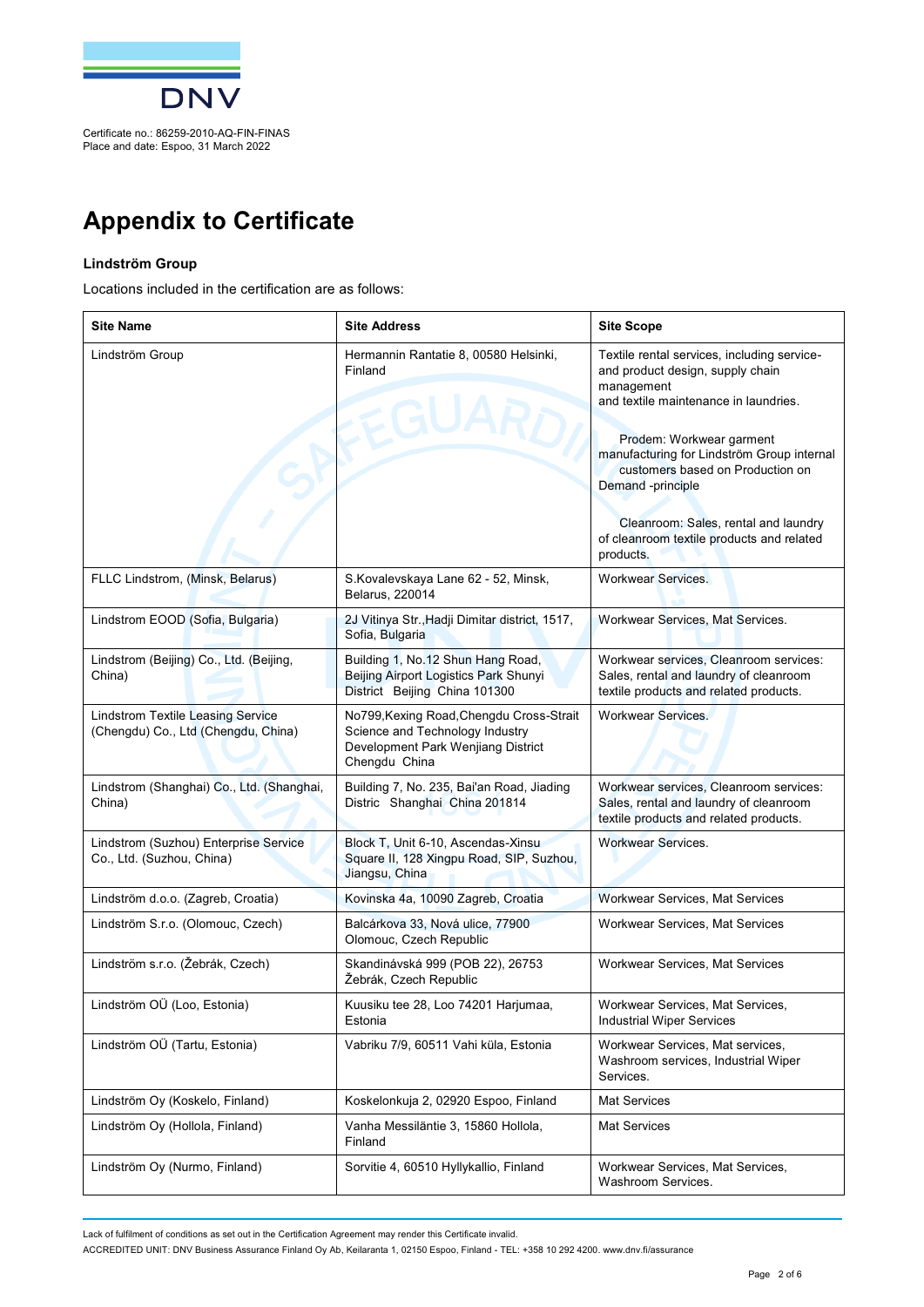Certificate no.: 86259-2010-AQ-FIN-FINAS
Place and date: Espoo, 31 March 2022

# Appendix to Certificate

**Lindström Group**

Locations included in the certification are as follows:

| Site Name | Site Address | Site Scope |
|---|---|---|
| Lindström Group | Hermannin Rantatie 8, 00580 Helsinki, Finland | Textile rental services, including service- and product design, supply chain management and textile maintenance in laundries.<br><br>Prodem: Workwear garment manufacturing for Lindström Group internal customers based on Production on Demand -principle<br><br>Cleanroom: Sales, rental and laundry of cleanroom textile products and related products. |
| FLLC Lindstrom, (Minsk, Belarus) | S.Kovalevskaya Lane 62 - 52, Minsk, Belarus, 220014 | Workwear Services. |
| Lindstrom EOOD (Sofia, Bulgaria) | 2J Vitinya Str.,Hadji Dimitar district, 1517, Sofia, Bulgaria | Workwear Services, Mat Services. |
| Lindstrom (Beijing) Co., Ltd. (Beijing, China) | Building 1, No.12 Shun Hang Road, Beijing Airport Logistics Park Shunyi District Beijing China 101300 | Workwear services, Cleanroom services: Sales, rental and laundry of cleanroom textile products and related products. |
| Lindstrom Textile Leasing Service (Chengdu) Co., Ltd (Chengdu, China) | No799,Kexing Road,Chengdu Cross-Strait Science and Technology Industry Development Park Wenjiang District Chengdu China | Workwear Services. |
| Lindstrom (Shanghai) Co., Ltd. (Shanghai, China) | Building 7, No. 235, Bai'an Road, Jiading Distric Shanghai China 201814 | Workwear services, Cleanroom services: Sales, rental and laundry of cleanroom textile products and related products. |
| Lindstrom (Suzhou) Enterprise Service Co., Ltd. (Suzhou, China) | Block T, Unit 6-10, Ascendas-Xinsu Square II, 128 Xingpu Road, SIP, Suzhou, Jiangsu, China | Workwear Services. |
| Lindström d.o.o. (Zagreb, Croatia) | Kovinska 4a, 10090 Zagreb, Croatia | Workwear Services, Mat Services |
| Lindström S.r.o. (Olomouc, Czech) | Balcárkova 33, Nová ulice, 77900 Olomouc, Czech Republic | Workwear Services, Mat Services |
| Lindström s.r.o. (Žebrák, Czech) | Skandinávská 999 (POB 22), 26753 Žebrák, Czech Republic | Workwear Services, Mat Services |
| Lindström OÜ (Loo, Estonia) | Kuusiku tee 28, Loo 74201 Harjumaa, Estonia | Workwear Services, Mat Services, Industrial Wiper Services |
| Lindström OÜ (Tartu, Estonia) | Vabriku 7/9, 60511 Vahi küla, Estonia | Workwear Services, Mat services, Washroom services, Industrial Wiper Services. |
| Lindström Oy (Koskelo, Finland) | Koskelonkuja 2, 02920 Espoo, Finland | Mat Services |
| Lindström Oy (Hollola, Finland) | Vanha Messiläntie 3, 15860 Hollola, Finland | Mat Services |
| Lindström Oy (Nurmo, Finland) | Sorvitie 4, 60510 Hyllykallio, Finland | Workwear Services, Mat Services, Washroom Services. |

Lack of fulfilment of conditions as set out in the Certification Agreement may render this Certificate invalid.
ACCREDITED UNIT: DNV Business Assurance Finland Oy Ab, Keilaranta 1, 02150 Espoo, Finland - TEL: +358 10 292 4200. www.dnv.fi/assurance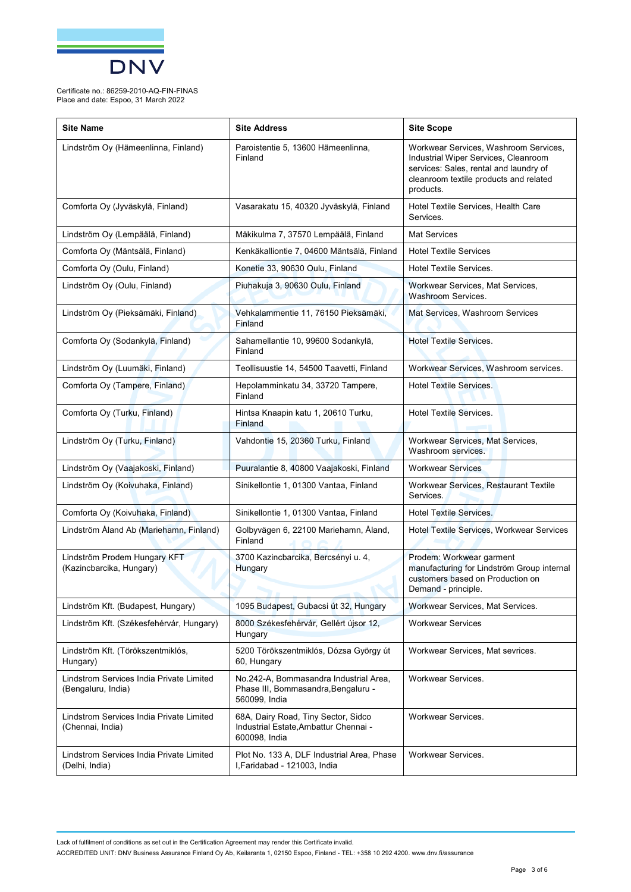Certificate no.: 86259-2010-AQ-FIN-FINAS
Place and date: Espoo, 31 March 2022

| Site Name | Site Address | Site Scope |
|---|---|---|
| Lindström Oy (Hämeenlinna, Finland) | Paroistentie 5, 13600 Hämeenlinna, Finland | Workwear Services, Washroom Services, Industrial Wiper Services, Cleanroom services: Sales, rental and laundry of cleanroom textile products and related products. |
| Comforta Oy (Jyväskylä, Finland) | Vasarakatu 15, 40320 Jyväskylä, Finland | Hotel Textile Services, Health Care Services. |
| Lindström Oy (Lempäälä, Finland) | Mäkikulma 7, 37570 Lempäälä, Finland | Mat Services |
| Comforta Oy (Mäntsälä, Finland) | Kenkäkalliontie 7, 04600 Mäntsälä, Finland | Hotel Textile Services |
| Comforta Oy (Oulu, Finland) | Konetie 33, 90630 Oulu, Finland | Hotel Textile Services. |
| Lindström Oy (Oulu, Finland) | Piuhakuja 3, 90630 Oulu, Finland | Workwear Services, Mat Services, Washroom Services. |
| Lindström Oy (Pieksämäki, Finland) | Vehkalammentie 11, 76150 Pieksämäki, Finland | Mat Services, Washroom Services |
| Comforta Oy (Sodankylä, Finland) | Sahamellantie 10, 99600 Sodankylä, Finland | Hotel Textile Services. |
| Lindström Oy (Luumäki, Finland) | Teollisuustie 14, 54500 Taavetti, Finland | Workwear Services, Washroom services. |
| Comforta Oy (Tampere, Finland) | Hepolamminkatu 34, 33720 Tampere, Finland | Hotel Textile Services. |
| Comforta Oy (Turku, Finland) | Hintsa Knaapin katu 1, 20610 Turku, Finland | Hotel Textile Services. |
| Lindström Oy (Turku, Finland) | Vahdontie 15, 20360 Turku, Finland | Workwear Services, Mat Services, Washroom services. |
| Lindström Oy (Vaajakoski, Finland) | Puuralantie 8, 40800 Vaajakoski, Finland | Workwear Services |
| Lindström Oy (Koivuhaka, Finland) | Sinikellontie 1, 01300 Vantaa, Finland | Workwear Services, Restaurant Textile Services. |
| Comforta Oy (Koivuhaka, Finland) | Sinikellontie 1, 01300 Vantaa, Finland | Hotel Textile Services. |
| Lindström Åland Ab (Mariehamn, Finland) | Golbyvägen 6, 22100 Mariehamn, Åland, Finland | Hotel Textile Services, Workwear Services |
| Lindström Prodem Hungary KFT (Kazincbarcika, Hungary) | 3700 Kazincbarcika, Bercsényi u. 4, Hungary | Prodem: Workwear garment manufacturing for Lindström Group internal customers based on Production on Demand - principle. |
| Lindström Kft. (Budapest, Hungary) | 1095 Budapest, Gubacsi út 32, Hungary | Workwear Services, Mat Services. |
| Lindström Kft. (Székesfehérvár, Hungary) | 8000 Székesfehérvár, Gellért újsor 12, Hungary | Workwear Services |
| Lindström Kft. (Törökszentmiklós, Hungary) | 5200 Törökszentmiklós, Dózsa György út 60, Hungary | Workwear Services, Mat sevrices. |
| Lindstrom Services India Private Limited (Bengaluru, India) | No.242-A, Bommasandra Industrial Area, Phase III, Bommasandra,Bengaluru - 560099, India | Workwear Services. |
| Lindstrom Services India Private Limited (Chennai, India) | 68A, Dairy Road, Tiny Sector, Sidco Industrial Estate,Ambattur Chennai - 600098, India | Workwear Services. |
| Lindstrom Services India Private Limited (Delhi, India) | Plot No. 133 A, DLF Industrial Area, Phase I,Faridabad - 121003, India | Workwear Services. |

Lack of fulfilment of conditions as set out in the Certification Agreement may render this Certificate invalid.
ACCREDITED UNIT: DNV Business Assurance Finland Oy Ab, Keilaranta 1, 02150 Espoo, Finland - TEL: +358 10 292 4200. www.dnv.fi/assurance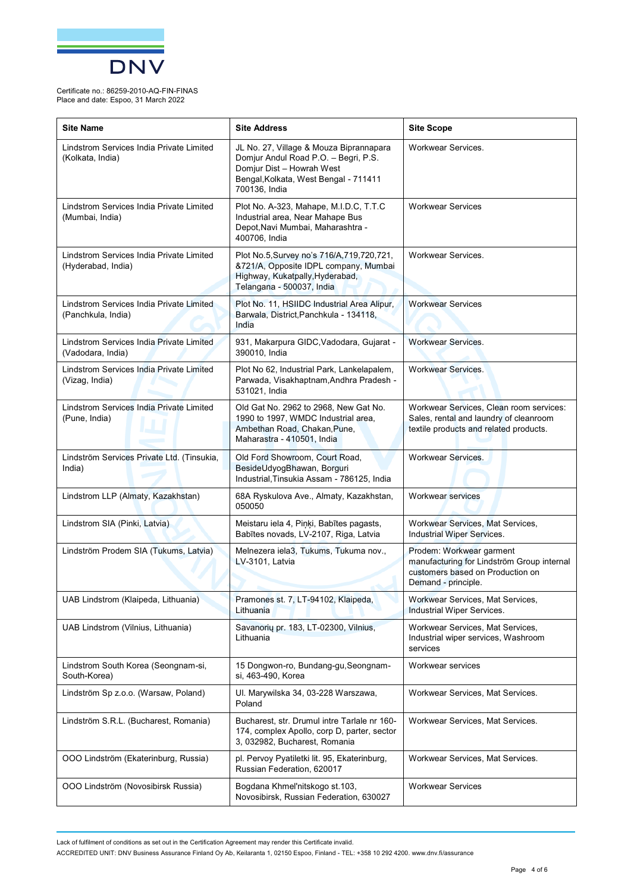Certificate no.: 86259-2010-AQ-FIN-FINAS
Place and date: Espoo, 31 March 2022

| Site Name | Site Address | Site Scope |
|---|---|---|
| Lindstrom Services India Private Limited (Kolkata, India) | JL No. 27, Village & Mouza Biprannapara Domjur Andul Road P.O. – Begri, P.S. Domjur Dist – Howrah West Bengal,Kolkata, West Bengal - 711411 700136, India | Workwear Services. |
| Lindstrom Services India Private Limited (Mumbai, India) | Plot No. A-323, Mahape, M.I.D.C, T.T.C Industrial area, Near Mahape Bus Depot,Navi Mumbai, Maharashtra - 400706, India | Workwear Services |
| Lindstrom Services India Private Limited (Hyderabad, India) | Plot No.5,Survey no's 716/A,719,720,721, &721/A, Opposite IDPL company, Mumbai Highway, Kukatpally,Hyderabad, Telangana - 500037, India | Workwear Services. |
| Lindstrom Services India Private Limited (Panchkula, India) | Plot No. 11, HSIIDC Industrial Area Alipur, Barwala, District,Panchkula - 134118, India | Workwear Services |
| Lindstrom Services India Private Limited (Vadodara, India) | 931, Makarpura GIDC,Vadodara, Gujarat - 390010, India | Workwear Services. |
| Lindstrom Services India Private Limited (Vizag, India) | Plot No 62, Industrial Park, Lankelapalem, Parwada, Visakhaptnam,Andhra Pradesh - 531021, India | Workwear Services. |
| Lindstrom Services India Private Limited (Pune, India) | Old Gat No. 2962 to 2968, New Gat No. 1990 to 1997, WMDC Industrial area, Ambethan Road, Chakan,Pune, Maharastra - 410501, India | Workwear Services, Clean room services: Sales, rental and laundry of cleanroom textile products and related products. |
| Lindström Services Private Ltd. (Tinsukia, India) | Old Ford Showroom, Court Road, BesideUdyogBhawan, Borguri Industrial,Tinsukia Assam - 786125, India | Workwear Services. |
| Lindstrom LLP (Almaty, Kazakhstan) | 68A Ryskulova Ave., Almaty, Kazakhstan, 050050 | Workwear services |
| Lindstrom SIA (Pinki, Latvia) | Meistaru iela 4, Piņķi, Babītes pagasts, Babītes novads, LV-2107, Riga, Latvia | Workwear Services, Mat Services, Industrial Wiper Services. |
| Lindström Prodem SIA (Tukums, Latvia) | Melnezera iela3, Tukums, Tukuma nov., LV-3101, Latvia | Prodem: Workwear garment manufacturing for Lindström Group internal customers based on Production on Demand - principle. |
| UAB Lindstrom (Klaipeda, Lithuania) | Pramones st. 7, LT-94102, Klaipeda, Lithuania | Workwear Services, Mat Services, Industrial Wiper Services. |
| UAB Lindstrom (Vilnius, Lithuania) | Savanorių pr. 183, LT-02300, Vilnius, Lithuania | Workwear Services, Mat Services, Industrial wiper services, Washroom services |
| Lindstrom South Korea (Seongnam-si, South-Korea) | 15 Dongwon-ro, Bundang-gu,Seongnam-si, 463-490, Korea | Workwear services |
| Lindström Sp z.o.o. (Warsaw, Poland) | Ul. Marywilska 34, 03-228 Warszawa, Poland | Workwear Services, Mat Services. |
| Lindström S.R.L. (Bucharest, Romania) | Bucharest, str. Drumul intre Tarlale nr 160-174, complex Apollo, corp D, parter, sector 3, 032982, Bucharest, Romania | Workwear Services, Mat Services. |
| OOO Lindström (Ekaterinburg, Russia) | pl. Pervoy Pyatiletki lit. 95, Ekaterinburg, Russian Federation, 620017 | Workwear Services, Mat Services. |
| OOO Lindström (Novosibirsk Russia) | Bogdana Khmel'nitskogo st.103, Novosibirsk, Russian Federation, 630027 | Workwear Services |

Lack of fulfilment of conditions as set out in the Certification Agreement may render this Certificate invalid.

ACCREDITED UNIT: DNV Business Assurance Finland Oy Ab, Keilaranta 1, 02150 Espoo, Finland - TEL: +358 10 292 4200. www.dnv.fi/assurance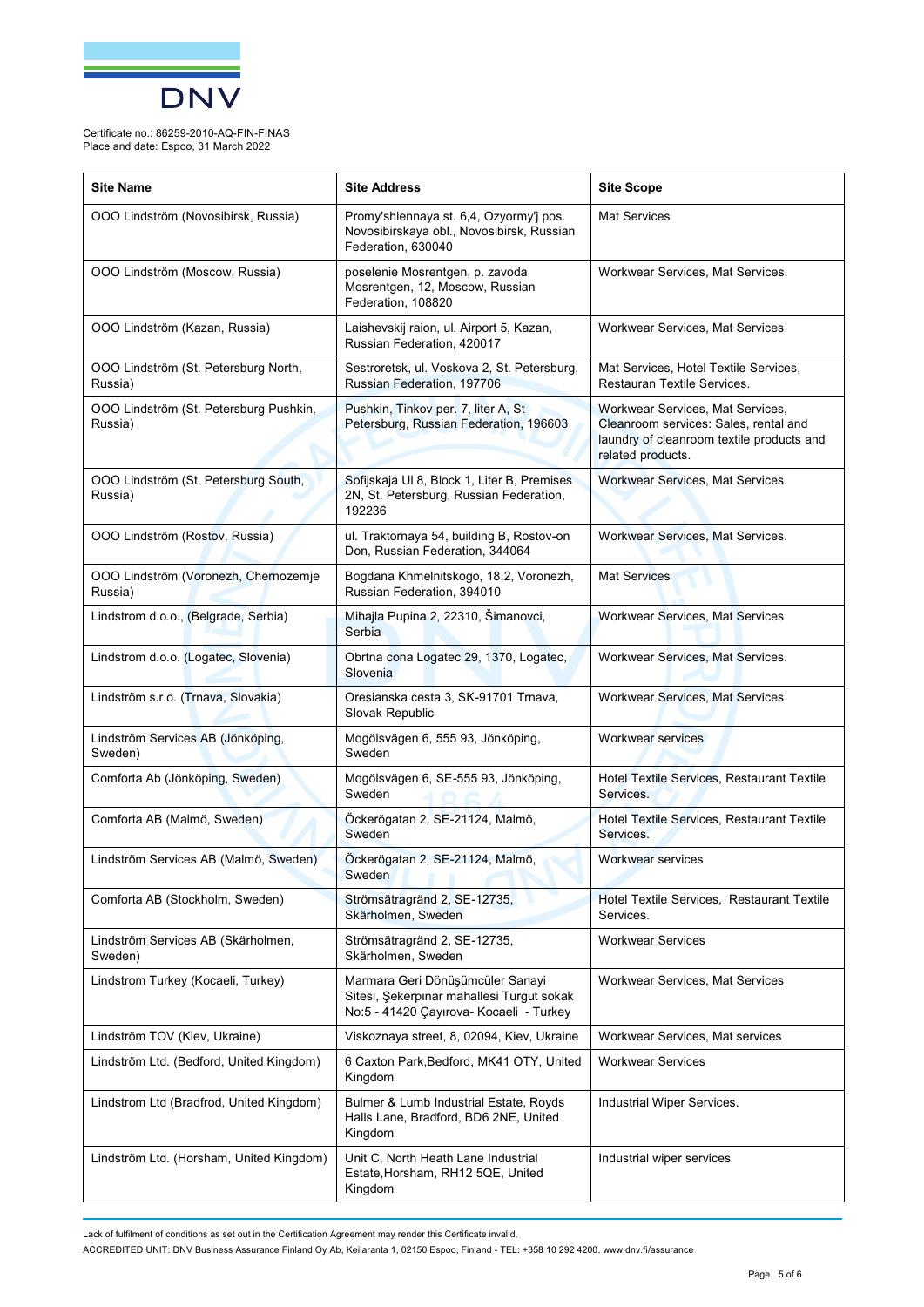Certificate no.: 86259-2010-AQ-FIN-FINAS
Place and date: Espoo, 31 March 2022

| Site Name | Site Address | Site Scope |
|---|---|---|
| OOO Lindström (Novosibirsk, Russia) | Promy'shlennaya st. 6,4, Ozyormy'j pos. Novosibirskaya obl., Novosibirsk, Russian Federation, 630040 | Mat Services |
| OOO Lindström (Moscow, Russia) | poselenie Mosrentgen, p. zavoda Mosrentgen, 12, Moscow, Russian Federation, 108820 | Workwear Services, Mat Services. |
| OOO Lindström (Kazan, Russia) | Laishevskij raion, ul. Airport 5, Kazan, Russian Federation, 420017 | Workwear Services, Mat Services |
| OOO Lindström (St. Petersburg North, Russia) | Sestroretsk, ul. Voskova 2, St. Petersburg, Russian Federation, 197706 | Mat Services, Hotel Textile Services, Restauran Textile Services. |
| OOO Lindström (St. Petersburg Pushkin, Russia) | Pushkin, Tinkov per. 7, liter A, St Petersburg, Russian Federation, 196603 | Workwear Services, Mat Services, Cleanroom services: Sales, rental and laundry of cleanroom textile products and related products. |
| OOO Lindström (St. Petersburg South, Russia) | Sofijskaja Ul 8, Block 1, Liter B, Premises 2N, St. Petersburg, Russian Federation, 192236 | Workwear Services, Mat Services. |
| OOO Lindström (Rostov, Russia) | ul. Traktornaya 54, building B, Rostov-on Don, Russian Federation, 344064 | Workwear Services, Mat Services. |
| OOO Lindström (Voronezh, Chernozemje Russia) | Bogdana Khmelnitskogo, 18,2, Voronezh, Russian Federation, 394010 | Mat Services |
| Lindstrom d.o.o., (Belgrade, Serbia) | Mihajla Pupina 2, 22310, Šimanovci, Serbia | Workwear Services, Mat Services |
| Lindstrom d.o.o. (Logatec, Slovenia) | Obrtna cona Logatec 29, 1370, Logatec, Slovenia | Workwear Services, Mat Services. |
| Lindström s.r.o. (Trnava, Slovakia) | Oresianska cesta 3, SK-91701 Trnava, Slovak Republic | Workwear Services, Mat Services |
| Lindström Services AB (Jönköping, Sweden) | Mogölsvägen 6, 555 93, Jönköping, Sweden | Workwear services |
| Comforta Ab (Jönköping, Sweden) | Mogölsvägen 6, SE-555 93, Jönköping, Sweden | Hotel Textile Services, Restaurant Textile Services. |
| Comforta AB (Malmö, Sweden) | Öckerögatan 2, SE-21124, Malmö, Sweden | Hotel Textile Services, Restaurant Textile Services. |
| Lindström Services AB (Malmö, Sweden) | Öckerögatan 2, SE-21124, Malmö, Sweden | Workwear services |
| Comforta AB (Stockholm, Sweden) | Strömsätragränd 2, SE-12735, Skärholmen, Sweden | Hotel Textile Services, Restaurant Textile Services. |
| Lindström Services AB (Skärholmen, Sweden) | Strömsätragränd 2, SE-12735, Skärholmen, Sweden | Workwear Services |
| Lindstrom Turkey (Kocaeli, Turkey) | Marmara Geri Dönüşümcüler Sanayi Sitesi, Şekerpınar mahallesi Turgut sokak No:5 - 41420 Çayırova- Kocaeli - Turkey | Workwear Services, Mat Services |
| Lindström TOV (Kiev, Ukraine) | Viskoznaya street, 8, 02094, Kiev, Ukraine | Workwear Services, Mat services |
| Lindström Ltd. (Bedford, United Kingdom) | 6 Caxton Park,Bedford, MK41 OTY, United Kingdom | Workwear Services |
| Lindstrom Ltd (Bradfrod, United Kingdom) | Bulmer & Lumb Industrial Estate, Royds Halls Lane, Bradford, BD6 2NE, United Kingdom | Industrial Wiper Services. |
| Lindström Ltd. (Horsham, United Kingdom) | Unit C, North Heath Lane Industrial Estate,Horsham, RH12 5QE, United Kingdom | Industrial wiper services |

Lack of fulfilment of conditions as set out in the Certification Agreement may render this Certificate invalid.

ACCREDITED UNIT: DNV Business Assurance Finland Oy Ab, Keilaranta 1, 02150 Espoo, Finland - TEL: +358 10 292 4200. www.dnv.fi/assurance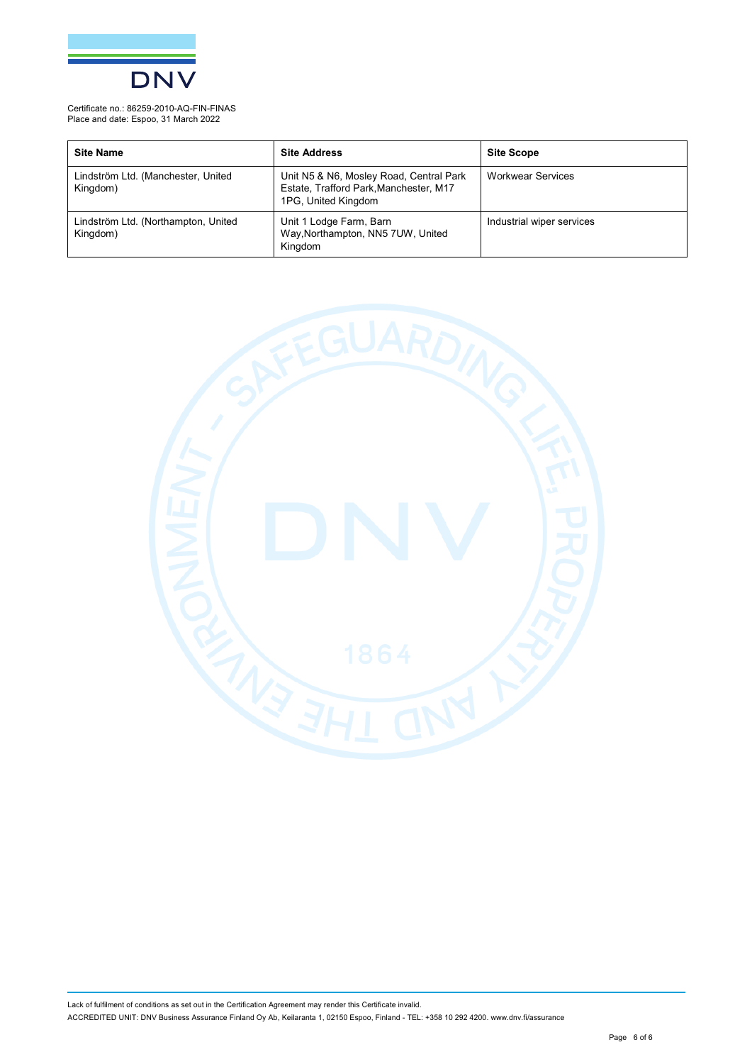Certificate no.: 86259-2010-AQ-FIN-FINAS
Place and date: Espoo, 31 March 2022

| Site Name | Site Address | Site Scope |
|---|---|---|
| Lindström Ltd. (Manchester, United Kingdom) | Unit N5 & N6, Mosley Road, Central Park Estate, Trafford Park,Manchester, M17 1PG, United Kingdom | Workwear Services |
| Lindström Ltd. (Northampton, United Kingdom) | Unit 1 Lodge Farm, Barn Way,Northampton, NN5 7UW, United Kingdom | Industrial wiper services |

Lack of fulfilment of conditions as set out in the Certification Agreement may render this Certificate invalid.

ACCREDITED UNIT: DNV Business Assurance Finland Oy Ab, Keilaranta 1, 02150 Espoo, Finland - TEL: +358 10 292 4200. www.dnv.fi/assurance